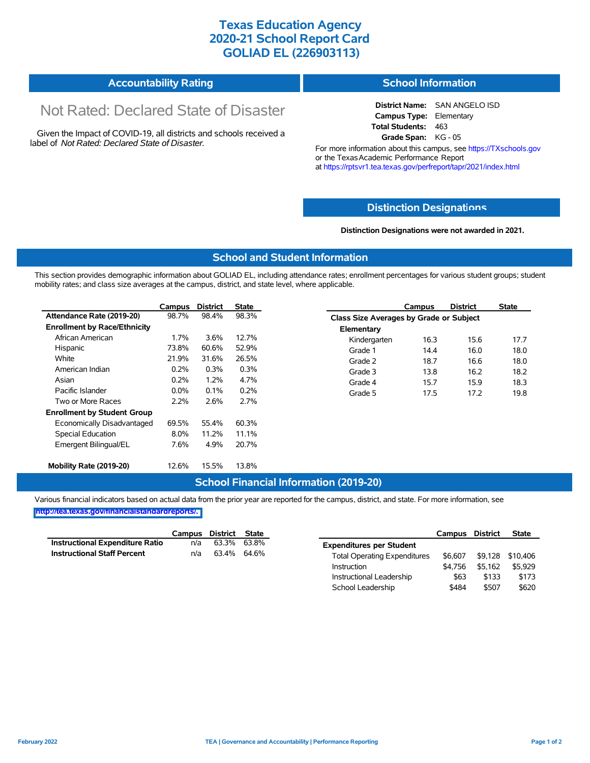# Texas Education Agency
# 2020-21 School Report Card
# GOLIAD EL (226903113)

## Accountability Rating

Not Rated: Declared State of Disaster

Given the Impact of COVID-19, all districts and schools received a label of *Not Rated: Declared State of Disaster*.

## School Information

**District Name:** SAN ANGELO ISD
**Campus Type:** Elementary
**Total Students:** 463
**Grade Span:** KG - 05

For more information about this campus, see https://TXschools.gov or the Texas Academic Performance Report at https://rptsvr1.tea.texas.gov/perfreport/tapr/2021/index.html

## Distinction Designations

**Distinction Designations were not awarded in 2021.**

## School and Student Information

This section provides demographic information about GOLIAD EL, including attendance rates; enrollment percentages for various student groups; student mobility rates; and class size averages at the campus, district, and state level, where applicable.

| | Campus | District | State |
|---|---|---|---|
| **Attendance Rate (2019-20)** | 98.7% | 98.4% | 98.3% |
| **Enrollment by Race/Ethnicity** | | | |
| African American | 1.7% | 3.6% | 12.7% |
| Hispanic | 73.8% | 60.6% | 52.9% |
| White | 21.9% | 31.6% | 26.5% |
| American Indian | 0.2% | 0.3% | 0.3% |
| Asian | 0.2% | 1.2% | 4.7% |
| Pacific Islander | 0.0% | 0.1% | 0.2% |
| Two or More Races | 2.2% | 2.6% | 2.7% |
| **Enrollment by Student Group** | | | |
| Economically Disadvantaged | 69.5% | 55.4% | 60.3% |
| Special Education | 8.0% | 11.2% | 11.1% |
| Emergent Bilingual/EL | 7.6% | 4.9% | 20.7% |
| **Mobility Rate (2019-20)** | 12.6% | 15.5% | 13.8% |

| | Campus | District | State |
|---|---|---|---|
| **Class Size Averages by Grade or Subject** | | | |
| **Elementary** | | | |
| Kindergarten | 16.3 | 15.6 | 17.7 |
| Grade 1 | 14.4 | 16.0 | 18.0 |
| Grade 2 | 18.7 | 16.6 | 18.0 |
| Grade 3 | 13.8 | 16.2 | 18.2 |
| Grade 4 | 15.7 | 15.9 | 18.3 |
| Grade 5 | 17.5 | 17.2 | 19.8 |

## School Financial Information (2019-20)

Various financial indicators based on actual data from the prior year are reported for the campus, district, and state. For more information, see http://tea.texas.gov/financialstandardreports/.

| | Campus | District | State |
|---|---|---|---|
| **Instructional Expenditure Ratio** | n/a | 63.3% | 63.8% |
| **Instructional Staff Percent** | n/a | 63.4% | 64.6% |

| | Campus | District | State |
|---|---|---|---|
| **Expenditures per Student** | | | |
| Total Operating Expenditures | $6,607 | $9,128 | $10,406 |
| Instruction | $4,756 | $5,162 | $5,929 |
| Instructional Leadership | $63 | $133 | $173 |
| School Leadership | $484 | $507 | $620 |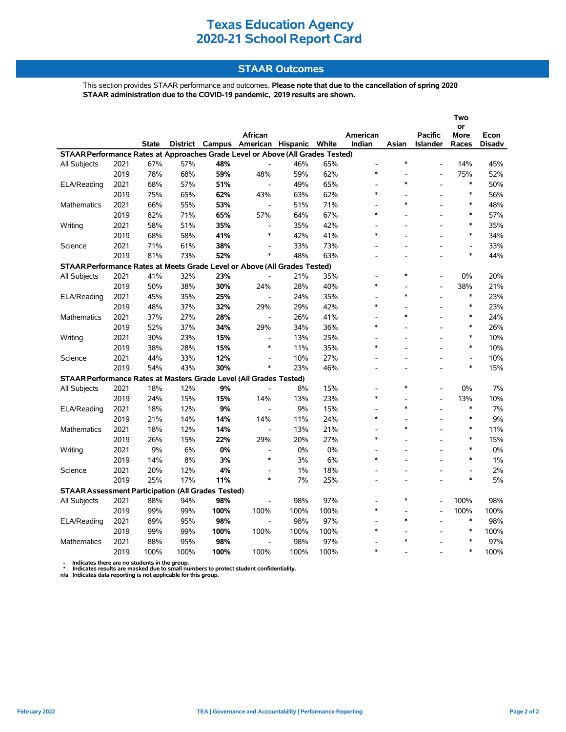# Texas Education Agency
# 2020-21 School Report Card

## STAAR Outcomes

This section provides STAAR performance and outcomes. **Please note that due to the cancellation of spring 2020 STAAR administration due to the COVID-19 pandemic, 2019 results are shown.**

| | | State | District | Campus | African American | Hispanic | White | American Indian | Asian | Pacific Islander | Two or More Races | Econ Disadv |
|---|---|---|---|---|---|---|---|---|---|---|---|---|
| **STAAR Performance Rates at Approaches Grade Level or Above (All Grades Tested)** | | | | | | | | | | | | |
| All Subjects | 2021 | 67% | 57% | **48%** | - | 46% | 65% | - | * | - | 14% | 45% |
| | 2019 | 78% | 68% | **59%** | 48% | 59% | 62% | * | - | - | 75% | 52% |
| ELA/Reading | 2021 | 68% | 57% | **51%** | - | 49% | 65% | - | * | - | * | 50% |
| | 2019 | 75% | 65% | **62%** | 43% | 63% | 62% | * | - | - | * | 56% |
| Mathematics | 2021 | 66% | 55% | **53%** | - | 51% | 71% | - | * | - | * | 48% |
| | 2019 | 82% | 71% | **65%** | 57% | 64% | 67% | * | - | - | * | 57% |
| Writing | 2021 | 58% | 51% | **35%** | - | 35% | 42% | - | - | - | * | 35% |
| | 2019 | 68% | 58% | **41%** | * | 42% | 41% | * | - | - | * | 34% |
| Science | 2021 | 71% | 61% | **38%** | - | 33% | 73% | - | - | - | - | 33% |
| | 2019 | 81% | 73% | **52%** | * | 48% | 63% | - | - | - | * | 44% |
| **STAAR Performance Rates at Meets Grade Level or Above (All Grades Tested)** | | | | | | | | | | | | |
| All Subjects | 2021 | 41% | 32% | **23%** | - | 21% | 35% | - | * | - | 0% | 20% |
| | 2019 | 50% | 38% | **30%** | 24% | 28% | 40% | * | - | - | 38% | 21% |
| ELA/Reading | 2021 | 45% | 35% | **25%** | - | 24% | 35% | - | * | - | * | 23% |
| | 2019 | 48% | 37% | **32%** | 29% | 29% | 42% | * | - | - | * | 23% |
| Mathematics | 2021 | 37% | 27% | **28%** | - | 26% | 41% | - | * | - | * | 24% |
| | 2019 | 52% | 37% | **34%** | 29% | 34% | 36% | * | - | - | * | 26% |
| Writing | 2021 | 30% | 23% | **15%** | - | 13% | 25% | - | - | - | * | 10% |
| | 2019 | 38% | 28% | **15%** | * | 11% | 35% | * | - | - | * | 10% |
| Science | 2021 | 44% | 33% | **12%** | - | 10% | 27% | - | - | - | - | 10% |
| | 2019 | 54% | 43% | **30%** | * | 23% | 46% | - | - | - | * | 15% |
| **STAAR Performance Rates at Masters Grade Level (All Grades Tested)** | | | | | | | | | | | | |
| All Subjects | 2021 | 18% | 12% | **9%** | - | 8% | 15% | - | * | - | 0% | 7% |
| | 2019 | 24% | 15% | **15%** | 14% | 13% | 23% | * | - | - | 13% | 10% |
| ELA/Reading | 2021 | 18% | 12% | **9%** | - | 9% | 15% | - | * | - | * | 7% |
| | 2019 | 21% | 14% | **14%** | 14% | 11% | 24% | * | - | - | * | 9% |
| Mathematics | 2021 | 18% | 12% | **14%** | - | 13% | 21% | - | * | - | * | 11% |
| | 2019 | 26% | 15% | **22%** | 29% | 20% | 27% | * | - | - | * | 15% |
| Writing | 2021 | 9% | 6% | **0%** | - | 0% | 0% | - | - | - | * | 0% |
| | 2019 | 14% | 8% | **3%** | * | 3% | 6% | * | - | - | * | 1% |
| Science | 2021 | 20% | 12% | **4%** | - | 1% | 18% | - | - | - | - | 2% |
| | 2019 | 25% | 17% | **11%** | * | 7% | 25% | - | - | - | * | 5% |
| **STAAR Assessment Participation (All Grades Tested)** | | | | | | | | | | | | |
| All Subjects | 2021 | 88% | 94% | **98%** | - | 98% | 97% | - | * | - | 100% | 98% |
| | 2019 | 99% | 99% | **100%** | 100% | 100% | 100% | * | - | - | 100% | 100% |
| ELA/Reading | 2021 | 89% | 95% | **98%** | - | 98% | 97% | - | * | - | * | 98% |
| | 2019 | 99% | 99% | **100%** | 100% | 100% | 100% | * | - | - | * | 100% |
| Mathematics | 2021 | 88% | 95% | **98%** | - | 98% | 97% | - | * | - | * | 97% |
| | 2019 | 100% | 100% | **100%** | 100% | 100% | 100% | * | - | - | * | 100% |

- Indicates there are no students in the group.
\* Indicates results are masked due to small numbers to protect student confidentiality.
n/a Indicates data reporting is not applicable for this group.